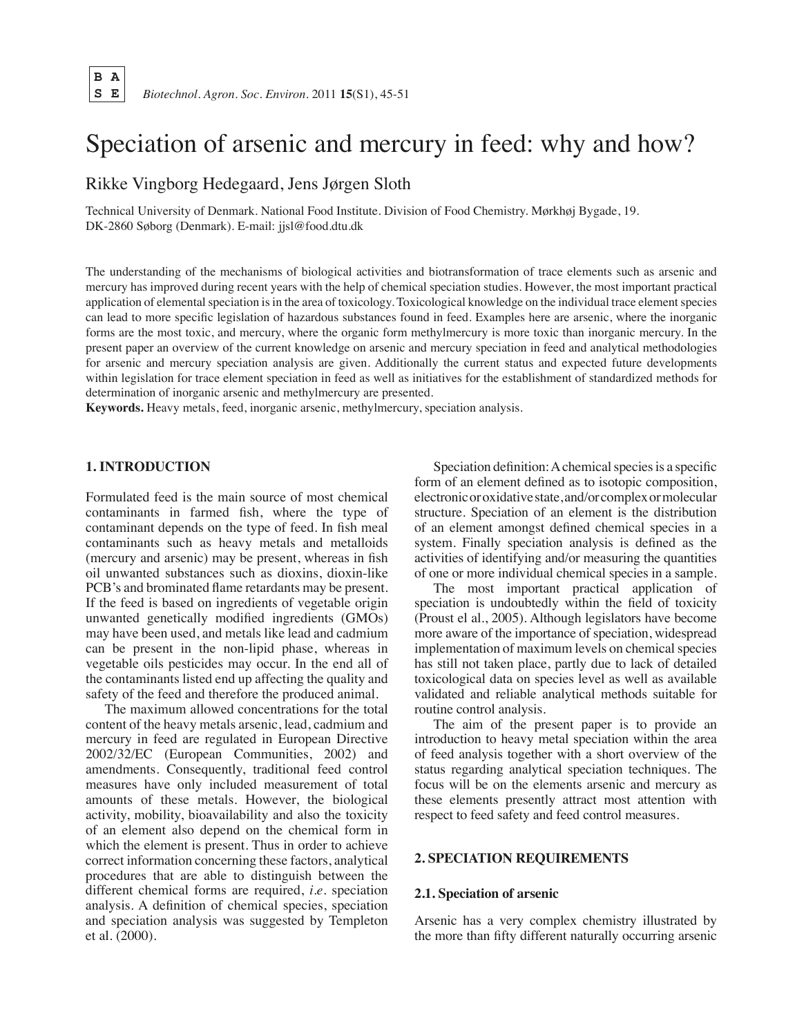# Speciation of arsenic and mercury in feed: why and how?

Rikke Vingborg Hedegaard, Jens Jørgen Sloth

Technical University of Denmark. National Food Institute. Division of Food Chemistry. Mørkhøj Bygade, 19. DK-2860 Søborg (Denmark). E-mail: jjsl@food.dtu.dk

The understanding of the mechanisms of biological activities and biotransformation of trace elements such as arsenic and mercury has improved during recent years with the help of chemical speciation studies. However, the most important practical application of elemental speciation is in the area of toxicology. Toxicological knowledge on the individual trace element species can lead to more specific legislation of hazardous substances found in feed. Examples here are arsenic, where the inorganic forms are the most toxic, and mercury, where the organic form methylmercury is more toxic than inorganic mercury. In the present paper an overview of the current knowledge on arsenic and mercury speciation in feed and analytical methodologies for arsenic and mercury speciation analysis are given. Additionally the current status and expected future developments within legislation for trace element speciation in feed as well as initiatives for the establishment of standardized methods for determination of inorganic arsenic and methylmercury are presented.

**Keywords.** Heavy metals, feed, inorganic arsenic, methylmercury, speciation analysis.

## 1. INTRODUCTION

Formulated feed is the main source of most chemical contaminants in farmed fish, where the type of contaminant depends on the type of feed. In fish meal contaminants such as heavy metals and metalloids (mercury and arsenic) may be present, whereas in fish oil unwanted substances such as dioxins, dioxin-like PCB's and brominated flame retardants may be present. If the feed is based on ingredients of vegetable origin unwanted genetically modified ingredients (GMOs) may have been used, and metals like lead and cadmium can be present in the non-lipid phase, whereas in vegetable oils pesticides may occur. In the end all of the contaminants listed end up affecting the quality and safety of the feed and therefore the produced animal.

The maximum allowed concentrations for the total content of the heavy metals arsenic, lead, cadmium and mercury in feed are regulated in European Directive 2002/32/EC (European Communities, 2002) and amendments. Consequently, traditional feed control measures have only included measurement of total amounts of these metals. However, the biological activity, mobility, bioavailability and also the toxicity of an element also depend on the chemical form in which the element is present. Thus in order to achieve correct information concerning these factors, analytical procedures that are able to distinguish between the different chemical forms are required, *i.e.* speciation analysis. A definition of chemical species, speciation and speciation analysis was suggested by Templeton et al. (2000).

Speciation definition: A chemical species is a specific form of an element defined as to isotopic composition, electronic or oxidative state, and/or complex or molecular structure. Speciation of an element is the distribution of an element amongst defined chemical species in a system. Finally speciation analysis is defined as the activities of identifying and/or measuring the quantities of one or more individual chemical species in a sample.

The most important practical application of speciation is undoubtedly within the field of toxicity (Proust el al., 2005). Although legislators have become more aware of the importance of speciation, widespread implementation of maximum levels on chemical species has still not taken place, partly due to lack of detailed toxicological data on species level as well as available validated and reliable analytical methods suitable for routine control analysis.

The aim of the present paper is to provide an introduction to heavy metal speciation within the area of feed analysis together with a short overview of the status regarding analytical speciation techniques. The focus will be on the elements arsenic and mercury as these elements presently attract most attention with respect to feed safety and feed control measures.

## 2. SPECIATION REQUIREMENTS

### 2.1. Speciation of arsenic

Arsenic has a very complex chemistry illustrated by the more than fifty different naturally occurring arsenic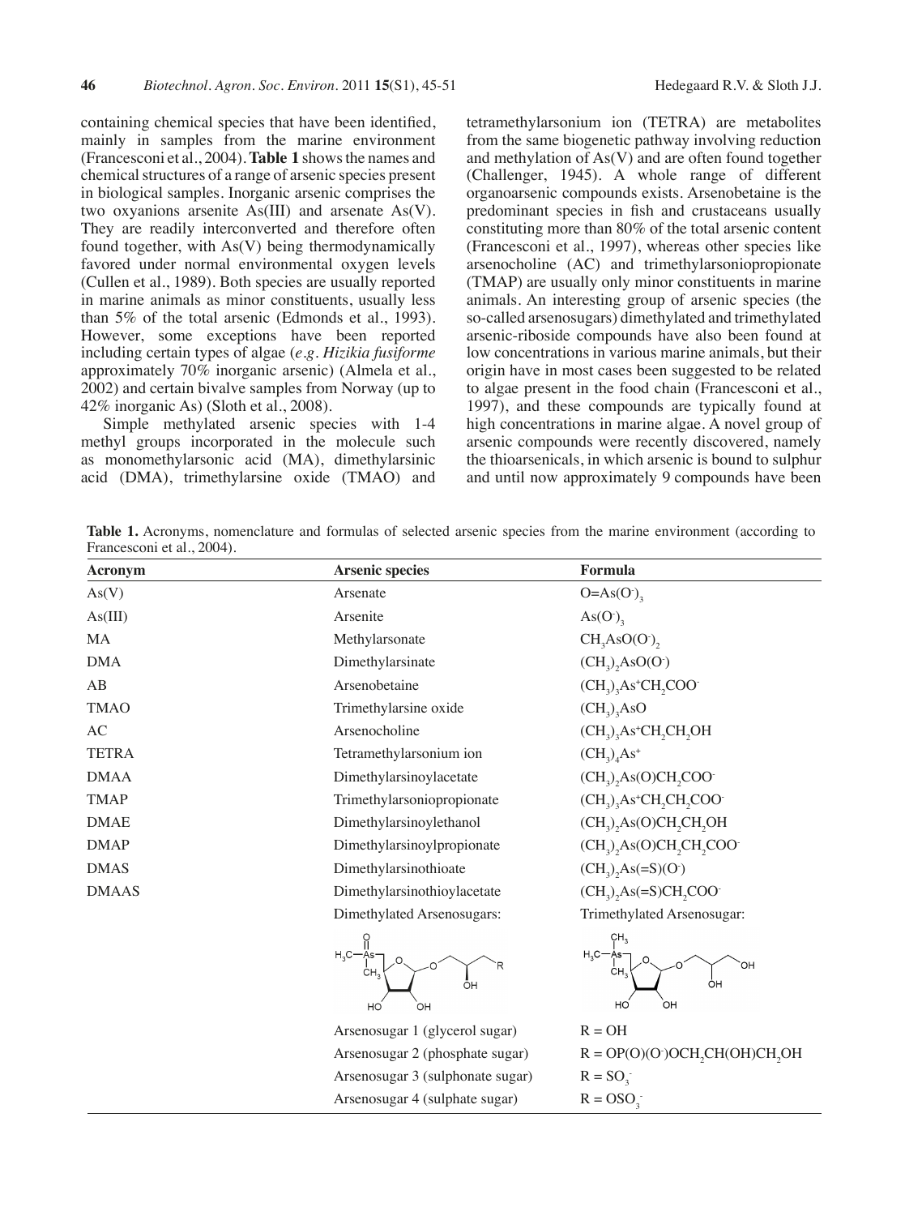containing chemical species that have been identified, mainly in samples from the marine environment (Francesconi et al., 2004). **Table 1** shows the names and chemical structures of a range of arsenic species present in biological samples. Inorganic arsenic comprises the two oxyanions arsenite As(III) and arsenate As(V). They are readily interconverted and therefore often found together, with As(V) being thermodynamically favored under normal environmental oxygen levels (Cullen et al., 1989). Both species are usually reported in marine animals as minor constituents, usually less than 5% of the total arsenic (Edmonds et al., 1993). However, some exceptions have been reported including certain types of algae (*e.g. Hizikia fusiforme* approximately 70% inorganic arsenic) (Almela et al., 2002) and certain bivalve samples from Norway (up to 42% inorganic As) (Sloth et al., 2008).

Simple methylated arsenic species with 1-4 methyl groups incorporated in the molecule such as monomethylarsonic acid (MA), dimethylarsinic acid (DMA), trimethylarsine oxide (TMAO) and tetramethylarsonium ion (TETRA) are metabolites from the same biogenetic pathway involving reduction and methylation of As(V) and are often found together (Challenger, 1945). A whole range of different organoarsenic compounds exists. Arsenobetaine is the predominant species in fish and crustaceans usually constituting more than 80% of the total arsenic content (Francesconi et al., 1997), whereas other species like arsenocholine (AC) and trimethylarsoniopropionate (TMAP) are usually only minor constituents in marine animals. An interesting group of arsenic species (the so-called arsenosugars) dimethylated and trimethylated arsenic-riboside compounds have also been found at low concentrations in various marine animals, but their origin have in most cases been suggested to be related to algae present in the food chain (Francesconi et al., 1997), and these compounds are typically found at high concentrations in marine algae. A novel group of arsenic compounds were recently discovered, namely the thioarsenicals, in which arsenic is bound to sulphur and until now approximately 9 compounds have been

**Table 1.** Acronyms, nomenclature and formulas of selected arsenic species from the marine environment (according to Francesconi et al., 2004).

| Acronym | Arsenic species | Formula |
|---|---|---|
| As(V) | Arsenate | $O{=}As(O^-)_3$ |
| As(III) | Arsenite | $As(O^-)_3$ |
| MA | Methylarsonate | $CH_3AsO(O^-)_2$ |
| DMA | Dimethylarsinate | $(CH_3)_2AsO(O^-)$ |
| AB | Arsenobetaine | $(CH_3)_3As^+CH_2COO^-$ |
| TMAO | Trimethylarsine oxide | $(CH_3)_3AsO$ |
| AC | Arsenocholine | $(CH_3)_3As^+CH_2CH_2OH$ |
| TETRA | Tetramethylarsonium ion | $(CH_3)_4As^+$ |
| DMAA | Dimethylarsinoylacetate | $(CH_3)_2As(O)CH_2COO^-$ |
| TMAP | Trimethylarsoniopropionate | $(CH_3)_3As^+CH_2CH_2COO^-$ |
| DMAE | Dimethylarsinoylethanol | $(CH_3)_2As(O)CH_2CH_2OH$ |
| DMAP | Dimethylarsinoylpropionate | $(CH_3)_2As(O)CH_2CH_2COO^-$ |
| DMAS | Dimethylarsinothioate | $(CH_3)_2As(=S)(O^-)$ |
| DMAAS | Dimethylarsinothioylacetate | $(CH_3)_2As(=S)CH_2COO^-$ |
| | Dimethylated Arsenosugars: | Trimethylated Arsenosugar: |
| | Arsenosugar 1 (glycerol sugar) | R = OH |
| | Arsenosugar 2 (phosphate sugar) | $R = OP(O)(O^-)OCH_2CH(OH)CH_2OH$ |
| | Arsenosugar 3 (sulphonate sugar) | $R = SO_3^-$ |
| | Arsenosugar 4 (sulphate sugar) | $R = OSO_3^-$ |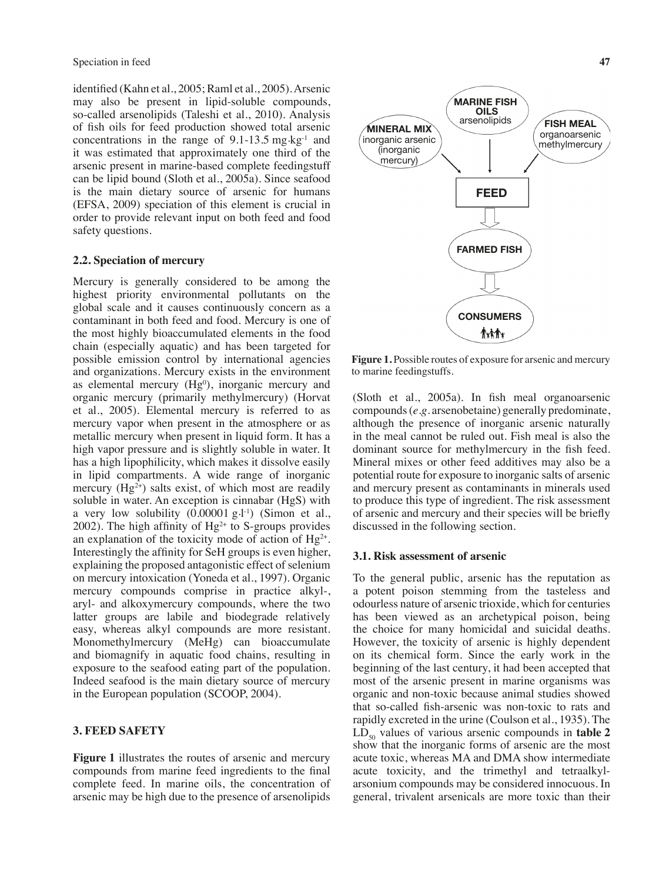identified (Kahn et al., 2005; Raml et al., 2005). Arsenic may also be present in lipid-soluble compounds, so-called arsenolipids (Taleshi et al., 2010). Analysis of fish oils for feed production showed total arsenic concentrations in the range of 9.1-13.5 mg·kg$^{-1}$ and it was estimated that approximately one third of the arsenic present in marine-based complete feedingstuff can be lipid bound (Sloth et al., 2005a). Since seafood is the main dietary source of arsenic for humans (EFSA, 2009) speciation of this element is crucial in order to provide relevant input on both feed and food safety questions.

### 2.2. Speciation of mercury

Mercury is generally considered to be among the highest priority environmental pollutants on the global scale and it causes continuously concern as a contaminant in both feed and food. Mercury is one of the most highly bioaccumulated elements in the food chain (especially aquatic) and has been targeted for possible emission control by international agencies and organizations. Mercury exists in the environment as elemental mercury ($Hg^0$), inorganic mercury and organic mercury (primarily methylmercury) (Horvat et al., 2005). Elemental mercury is referred to as mercury vapor when present in the atmosphere or as metallic mercury when present in liquid form. It has a high vapor pressure and is slightly soluble in water. It has a high lipophilicity, which makes it dissolve easily in lipid compartments. A wide range of inorganic mercury ($Hg^{2+}$) salts exist, of which most are readily soluble in water. An exception is cinnabar (HgS) with a very low solubility (0.00001 g·l$^{-1}$) (Simon et al., 2002). The high affinity of $Hg^{2+}$ to S-groups provides an explanation of the toxicity mode of action of $Hg^{2+}$. Interestingly the affinity for SeH groups is even higher, explaining the proposed antagonistic effect of selenium on mercury intoxication (Yoneda et al., 1997). Organic mercury compounds comprise in practice alkyl-, aryl- and alkoxymercury compounds, where the two latter groups are labile and biodegrade relatively easy, whereas alkyl compounds are more resistant. Monomethylmercury (MeHg) can bioaccumulate and biomagnify in aquatic food chains, resulting in exposure to the seafood eating part of the population. Indeed seafood is the main dietary source of mercury in the European population (SCOOP, 2004).

## 3. FEED SAFETY

**Figure 1** illustrates the routes of arsenic and mercury compounds from marine feed ingredients to the final complete feed. In marine oils, the concentration of arsenic may be high due to the presence of arsenolipids

MARINE FISH OILS arsenolipids | MINERAL MIX inorganic arsenic (inorganic mercury) | FISH MEAL organoarsenic methylmercury → FEED → FARMED FISH → CONSUMERS

**Figure 1.** Possible routes of exposure for arsenic and mercury to marine feedingstuffs.

(Sloth et al., 2005a). In fish meal organoarsenic compounds (*e.g.* arsenobetaine) generally predominate, although the presence of inorganic arsenic naturally in the meal cannot be ruled out. Fish meal is also the dominant source for methylmercury in the fish feed. Mineral mixes or other feed additives may also be a potential route for exposure to inorganic salts of arsenic and mercury present as contaminants in minerals used to produce this type of ingredient. The risk assessment of arsenic and mercury and their species will be briefly discussed in the following section.

### 3.1. Risk assessment of arsenic

To the general public, arsenic has the reputation as a potent poison stemming from the tasteless and odourless nature of arsenic trioxide, which for centuries has been viewed as an archetypical poison, being the choice for many homicidal and suicidal deaths. However, the toxicity of arsenic is highly dependent on its chemical form. Since the early work in the beginning of the last century, it had been accepted that most of the arsenic present in marine organisms was organic and non-toxic because animal studies showed that so-called fish-arsenic was non-toxic to rats and rapidly excreted in the urine (Coulson et al., 1935). The $LD_{50}$ values of various arsenic compounds in **table 2** show that the inorganic forms of arsenic are the most acute toxic, whereas MA and DMA show intermediate acute toxicity, and the trimethyl and tetraalkyl-arsonium compounds may be considered innocuous. In general, trivalent arsenicals are more toxic than their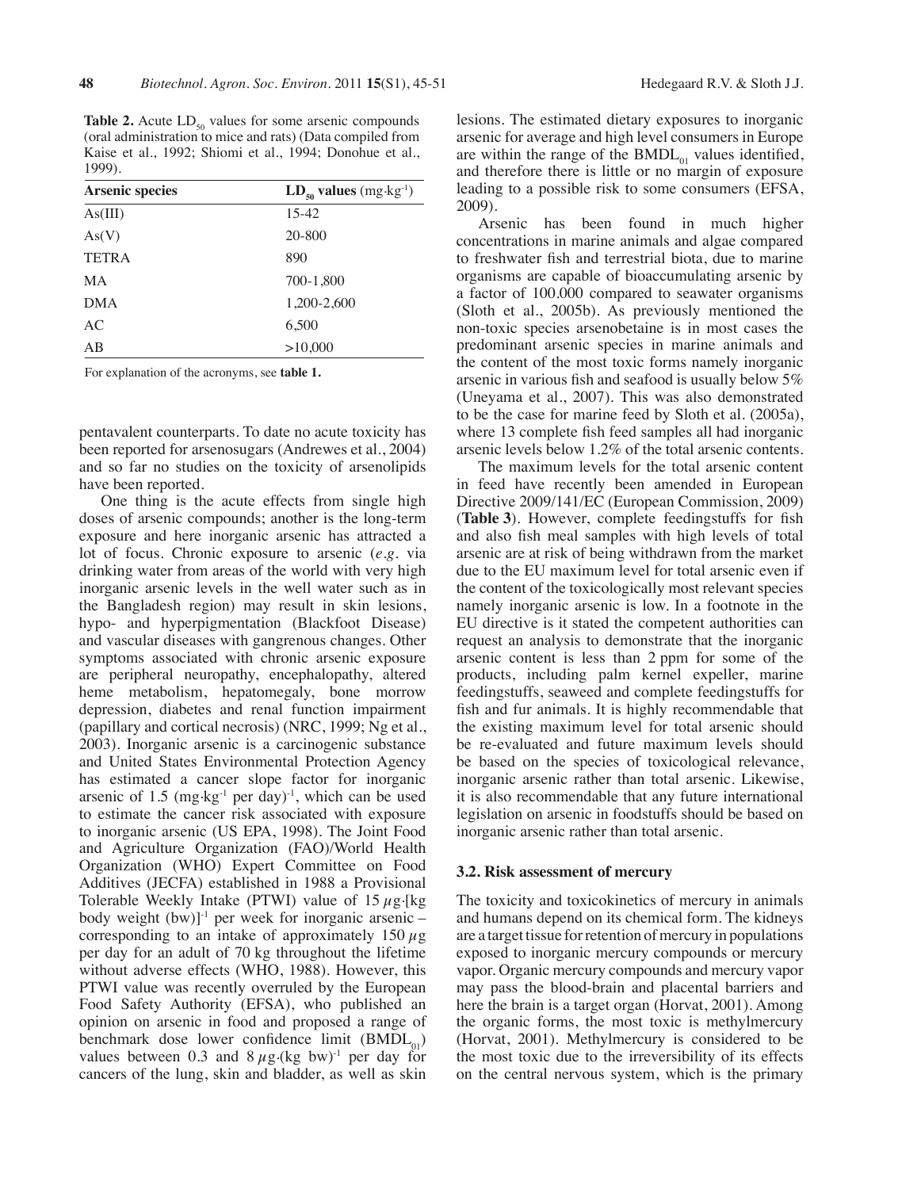**Table 2.** Acute $LD_{50}$ values for some arsenic compounds (oral administration to mice and rats) (Data compiled from Kaise et al., 1992; Shiomi et al., 1994; Donohue et al., 1999).

| Arsenic species | $LD_{50}$ values (mg·kg$^{-1}$) |
|---|---|
| As(III) | 15-42 |
| As(V) | 20-800 |
| TETRA | 890 |
| MA | 700-1,800 |
| DMA | 1,200-2,600 |
| AC | 6,500 |
| AB | >10,000 |

For explanation of the acronyms, see **table 1.**

pentavalent counterparts. To date no acute toxicity has been reported for arsenosugars (Andrewes et al., 2004) and so far no studies on the toxicity of arsenolipids have been reported.

One thing is the acute effects from single high doses of arsenic compounds; another is the long-term exposure and here inorganic arsenic has attracted a lot of focus. Chronic exposure to arsenic (*e.g.* via drinking water from areas of the world with very high inorganic arsenic levels in the well water such as in the Bangladesh region) may result in skin lesions, hypo- and hyperpigmentation (Blackfoot Disease) and vascular diseases with gangrenous changes. Other symptoms associated with chronic arsenic exposure are peripheral neuropathy, encephalopathy, altered heme metabolism, hepatomegaly, bone morrow depression, diabetes and renal function impairment (papillary and cortical necrosis) (NRC, 1999; Ng et al., 2003). Inorganic arsenic is a carcinogenic substance and United States Environmental Protection Agency has estimated a cancer slope factor for inorganic arsenic of 1.5 (mg·kg$^{-1}$ per day)$^{-1}$, which can be used to estimate the cancer risk associated with exposure to inorganic arsenic (US EPA, 1998). The Joint Food and Agriculture Organization (FAO)/World Health Organization (WHO) Expert Committee on Food Additives (JECFA) established in 1988 a Provisional Tolerable Weekly Intake (PTWI) value of 15 $\mu$g·[kg body weight (bw)]$^{-1}$ per week for inorganic arsenic – corresponding to an intake of approximately 150 $\mu$g per day for an adult of 70 kg throughout the lifetime without adverse effects (WHO, 1988). However, this PTWI value was recently overruled by the European Food Safety Authority (EFSA), who published an opinion on arsenic in food and proposed a range of benchmark dose lower confidence limit ($BMDL_{01}$) values between 0.3 and 8 $\mu$g·(kg bw)$^{-1}$ per day for cancers of the lung, skin and bladder, as well as skin lesions. The estimated dietary exposures to inorganic arsenic for average and high level consumers in Europe are within the range of the $BMDL_{01}$ values identified, and therefore there is little or no margin of exposure leading to a possible risk to some consumers (EFSA, 2009).

Arsenic has been found in much higher concentrations in marine animals and algae compared to freshwater fish and terrestrial biota, due to marine organisms are capable of bioaccumulating arsenic by a factor of 100.000 compared to seawater organisms (Sloth et al., 2005b). As previously mentioned the non-toxic species arsenobetaine is in most cases the predominant arsenic species in marine animals and the content of the most toxic forms namely inorganic arsenic in various fish and seafood is usually below 5% (Uneyama et al., 2007). This was also demonstrated to be the case for marine feed by Sloth et al. (2005a), where 13 complete fish feed samples all had inorganic arsenic levels below 1.2% of the total arsenic contents.

The maximum levels for the total arsenic content in feed have recently been amended in European Directive 2009/141/EC (European Commission, 2009) (**Table 3**). However, complete feedingstuffs for fish and also fish meal samples with high levels of total arsenic are at risk of being withdrawn from the market due to the EU maximum level for total arsenic even if the content of the toxicologically most relevant species namely inorganic arsenic is low. In a footnote in the EU directive is it stated the competent authorities can request an analysis to demonstrate that the inorganic arsenic content is less than 2 ppm for some of the products, including palm kernel expeller, marine feedingstuffs, seaweed and complete feedingstuffs for fish and fur animals. It is highly recommendable that the existing maximum level for total arsenic should be re-evaluated and future maximum levels should be based on the species of toxicological relevance, inorganic arsenic rather than total arsenic. Likewise, it is also recommendable that any future international legislation on arsenic in foodstuffs should be based on inorganic arsenic rather than total arsenic.

### 3.2. Risk assessment of mercury

The toxicity and toxicokinetics of mercury in animals and humans depend on its chemical form. The kidneys are a target tissue for retention of mercury in populations exposed to inorganic mercury compounds or mercury vapor. Organic mercury compounds and mercury vapor may pass the blood-brain and placental barriers and here the brain is a target organ (Horvat, 2001). Among the organic forms, the most toxic is methylmercury (Horvat, 2001). Methylmercury is considered to be the most toxic due to the irreversibility of its effects on the central nervous system, which is the primary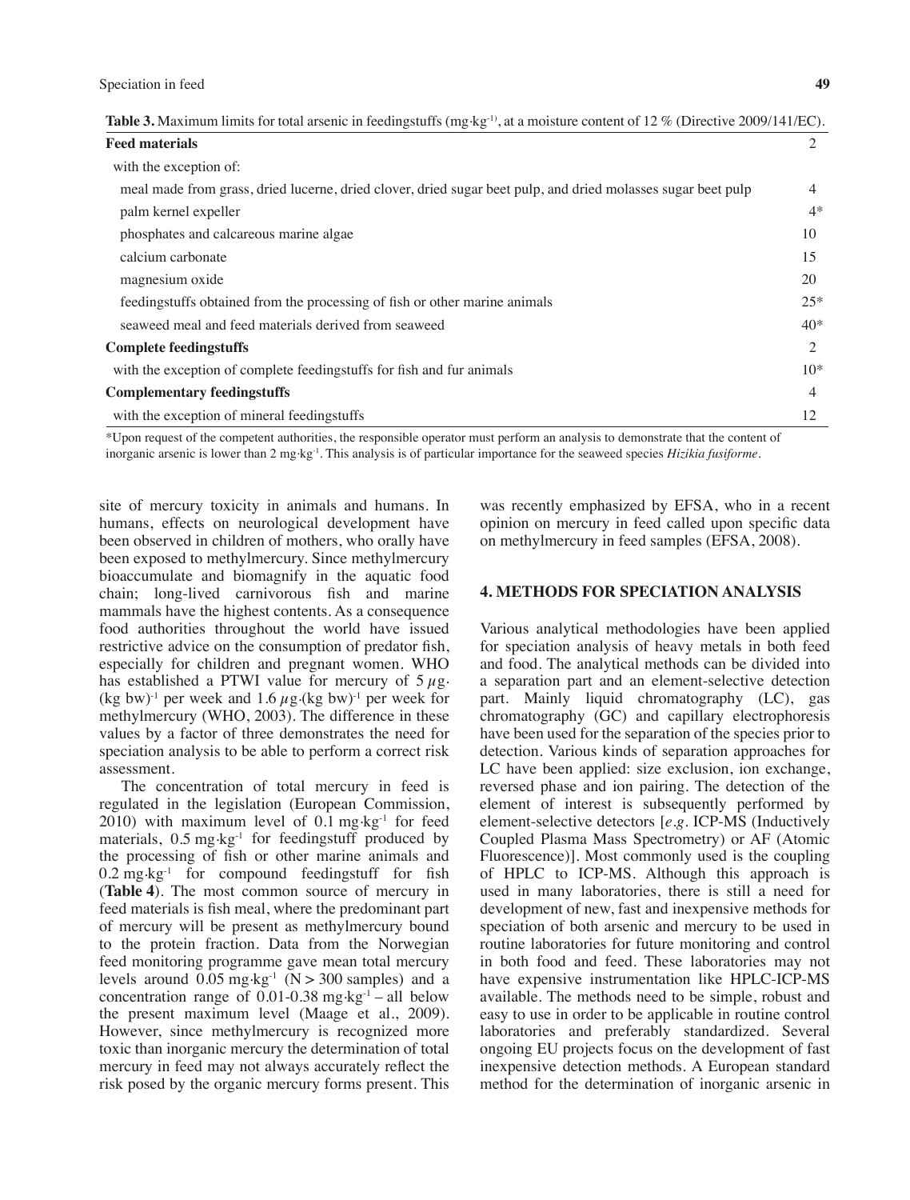**Table 3.** Maximum limits for total arsenic in feedingstuffs (mg·kg$^{-1}$), at a moisture content of 12 % (Directive 2009/141/EC).

| | |
|---|---|
| **Feed materials** | 2 |
| with the exception of: | |
| meal made from grass, dried lucerne, dried clover, dried sugar beet pulp, and dried molasses sugar beet pulp | 4 |
| palm kernel expeller | 4* |
| phosphates and calcareous marine algae | 10 |
| calcium carbonate | 15 |
| magnesium oxide | 20 |
| feedingstuffs obtained from the processing of fish or other marine animals | 25* |
| seaweed meal and feed materials derived from seaweed | 40* |
| **Complete feedingstuffs** | 2 |
| with the exception of complete feedingstuffs for fish and fur animals | 10* |
| **Complementary feedingstuffs** | 4 |
| with the exception of mineral feedingstuffs | 12 |

*Upon request of the competent authorities, the responsible operator must perform an analysis to demonstrate that the content of inorganic arsenic is lower than 2 mg·kg$^{-1}$. This analysis is of particular importance for the seaweed species *Hizikia fusiforme*.

site of mercury toxicity in animals and humans. In humans, effects on neurological development have been observed in children of mothers, who orally have been exposed to methylmercury. Since methylmercury bioaccumulate and biomagnify in the aquatic food chain; long-lived carnivorous fish and marine mammals have the highest contents. As a consequence food authorities throughout the world have issued restrictive advice on the consumption of predator fish, especially for children and pregnant women. WHO has established a PTWI value for mercury of 5 $\mu$g·(kg bw)$^{-1}$ per week and 1.6 $\mu$g·(kg bw)$^{-1}$ per week for methylmercury (WHO, 2003). The difference in these values by a factor of three demonstrates the need for speciation analysis to be able to perform a correct risk assessment.

The concentration of total mercury in feed is regulated in the legislation (European Commission, 2010) with maximum level of 0.1 mg·kg$^{-1}$ for feed materials, 0.5 mg·kg$^{-1}$ for feedingstuff produced by the processing of fish or other marine animals and 0.2 mg·kg$^{-1}$ for compound feedingstuff for fish (**Table 4**). The most common source of mercury in feed materials is fish meal, where the predominant part of mercury will be present as methylmercury bound to the protein fraction. Data from the Norwegian feed monitoring programme gave mean total mercury levels around 0.05 mg·kg$^{-1}$ (N > 300 samples) and a concentration range of 0.01-0.38 mg·kg$^{-1}$ – all below the present maximum level (Maage et al., 2009). However, since methylmercury is recognized more toxic than inorganic mercury the determination of total mercury in feed may not always accurately reflect the risk posed by the organic mercury forms present. This was recently emphasized by EFSA, who in a recent opinion on mercury in feed called upon specific data on methylmercury in feed samples (EFSA, 2008).

## 4. METHODS FOR SPECIATION ANALYSIS

Various analytical methodologies have been applied for speciation analysis of heavy metals in both feed and food. The analytical methods can be divided into a separation part and an element-selective detection part. Mainly liquid chromatography (LC), gas chromatography (GC) and capillary electrophoresis have been used for the separation of the species prior to detection. Various kinds of separation approaches for LC have been applied: size exclusion, ion exchange, reversed phase and ion pairing. The detection of the element of interest is subsequently performed by element-selective detectors [*e.g.* ICP-MS (Inductively Coupled Plasma Mass Spectrometry) or AF (Atomic Fluorescence)]. Most commonly used is the coupling of HPLC to ICP-MS. Although this approach is used in many laboratories, there is still a need for development of new, fast and inexpensive methods for speciation of both arsenic and mercury to be used in routine laboratories for future monitoring and control in both food and feed. These laboratories may not have expensive instrumentation like HPLC-ICP-MS available. The methods need to be simple, robust and easy to use in order to be applicable in routine control laboratories and preferably standardized. Several ongoing EU projects focus on the development of fast inexpensive detection methods. A European standard method for the determination of inorganic arsenic in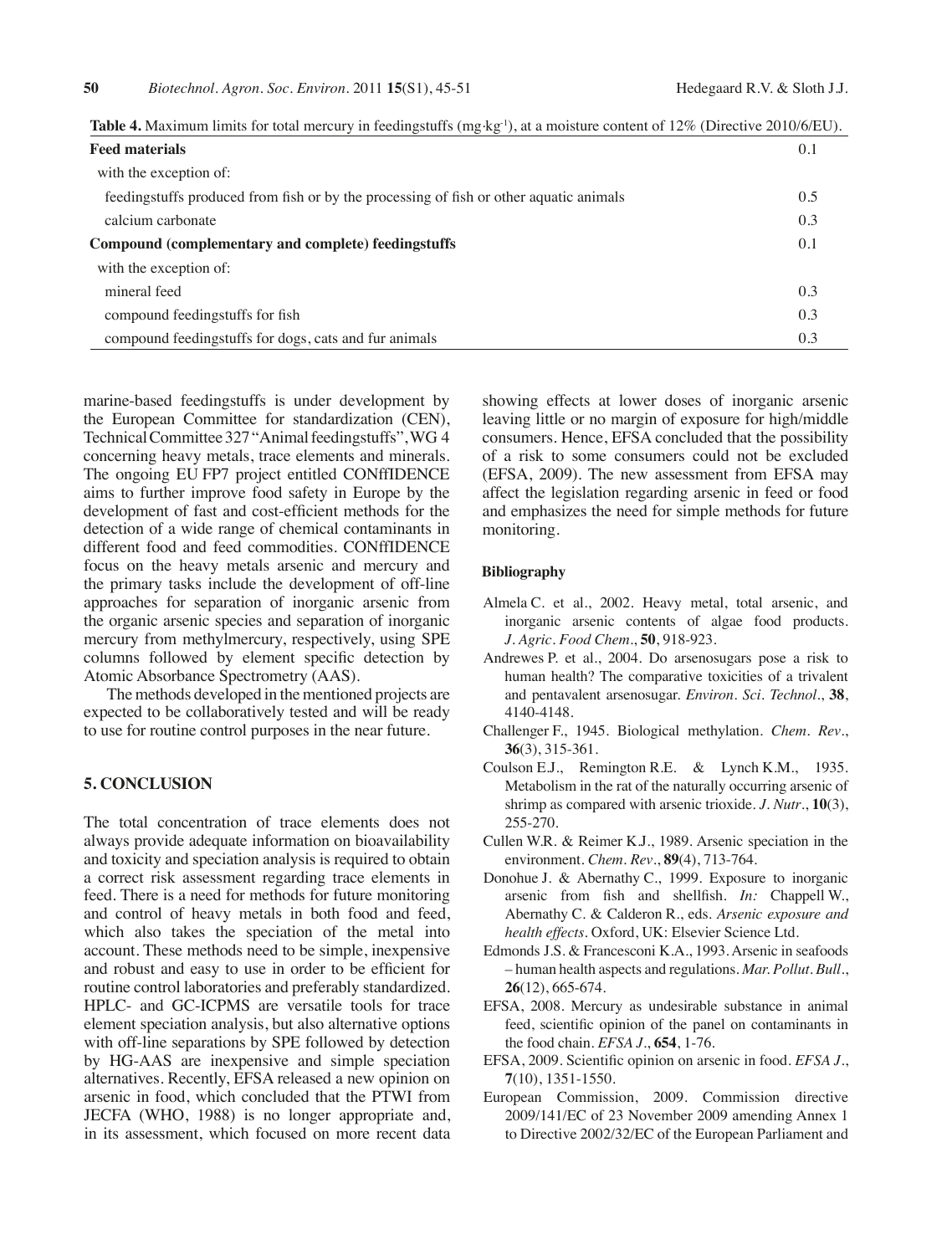**Table 4.** Maximum limits for total mercury in feedingstuffs (mg·kg$^{-1}$), at a moisture content of 12% (Directive 2010/6/EU).

| | |
|---|---|
| **Feed materials** | 0.1 |
| with the exception of: | |
| feedingstuffs produced from fish or by the processing of fish or other aquatic animals | 0.5 |
| calcium carbonate | 0.3 |
| **Compound (complementary and complete) feedingstuffs** | 0.1 |
| with the exception of: | |
| mineral feed | 0.3 |
| compound feedingstuffs for fish | 0.3 |
| compound feedingstuffs for dogs, cats and fur animals | 0.3 |

marine-based feedingstuffs is under development by the European Committee for standardization (CEN), Technical Committee 327 "Animal feedingstuffs", WG 4 concerning heavy metals, trace elements and minerals. The ongoing EU FP7 project entitled CONffIDENCE aims to further improve food safety in Europe by the development of fast and cost-efficient methods for the detection of a wide range of chemical contaminants in different food and feed commodities. CONffIDENCE focus on the heavy metals arsenic and mercury and the primary tasks include the development of off-line approaches for separation of inorganic arsenic from the organic arsenic species and separation of inorganic mercury from methylmercury, respectively, using SPE columns followed by element specific detection by Atomic Absorbance Spectrometry (AAS).

The methods developed in the mentioned projects are expected to be collaboratively tested and will be ready to use for routine control purposes in the near future.

## 5. CONCLUSION

The total concentration of trace elements does not always provide adequate information on bioavailability and toxicity and speciation analysis is required to obtain a correct risk assessment regarding trace elements in feed. There is a need for methods for future monitoring and control of heavy metals in both food and feed, which also takes the speciation of the metal into account. These methods need to be simple, inexpensive and robust and easy to use in order to be efficient for routine control laboratories and preferably standardized. HPLC- and GC-ICPMS are versatile tools for trace element speciation analysis, but also alternative options with off-line separations by SPE followed by detection by HG-AAS are inexpensive and simple speciation alternatives. Recently, EFSA released a new opinion on arsenic in food, which concluded that the PTWI from JECFA (WHO, 1988) is no longer appropriate and, in its assessment, which focused on more recent data showing effects at lower doses of inorganic arsenic leaving little or no margin of exposure for high/middle consumers. Hence, EFSA concluded that the possibility of a risk to some consumers could not be excluded (EFSA, 2009). The new assessment from EFSA may affect the legislation regarding arsenic in feed or food and emphasizes the need for simple methods for future monitoring.

### Bibliography

Almela C. et al., 2002. Heavy metal, total arsenic, and inorganic arsenic contents of algae food products. *J. Agric. Food Chem.*, **50**, 918-923.

Andrewes P. et al., 2004. Do arsenosugars pose a risk to human health? The comparative toxicities of a trivalent and pentavalent arsenosugar. *Environ. Sci. Technol.*, **38**, 4140-4148.

Challenger F., 1945. Biological methylation. *Chem. Rev.*, **36**(3), 315-361.

Coulson E.J., Remington R.E. & Lynch K.M., 1935. Metabolism in the rat of the naturally occurring arsenic of shrimp as compared with arsenic trioxide. *J. Nutr.*, **10**(3), 255-270.

Cullen W.R. & Reimer K.J., 1989. Arsenic speciation in the environment. *Chem. Rev.*, **89**(4), 713-764.

Donohue J. & Abernathy C., 1999. Exposure to inorganic arsenic from fish and shellfish. *In:* Chappell W., Abernathy C. & Calderon R., eds. *Arsenic exposure and health effects*. Oxford, UK: Elsevier Science Ltd.

Edmonds J.S. & Francesconi K.A., 1993. Arsenic in seafoods – human health aspects and regulations. *Mar. Pollut. Bull.*, **26**(12), 665-674.

EFSA, 2008. Mercury as undesirable substance in animal feed, scientific opinion of the panel on contaminants in the food chain. *EFSA J.*, **654**, 1-76.

EFSA, 2009. Scientific opinion on arsenic in food. *EFSA J.*, **7**(10), 1351-1550.

European Commission, 2009. Commission directive 2009/141/EC of 23 November 2009 amending Annex 1 to Directive 2002/32/EC of the European Parliament and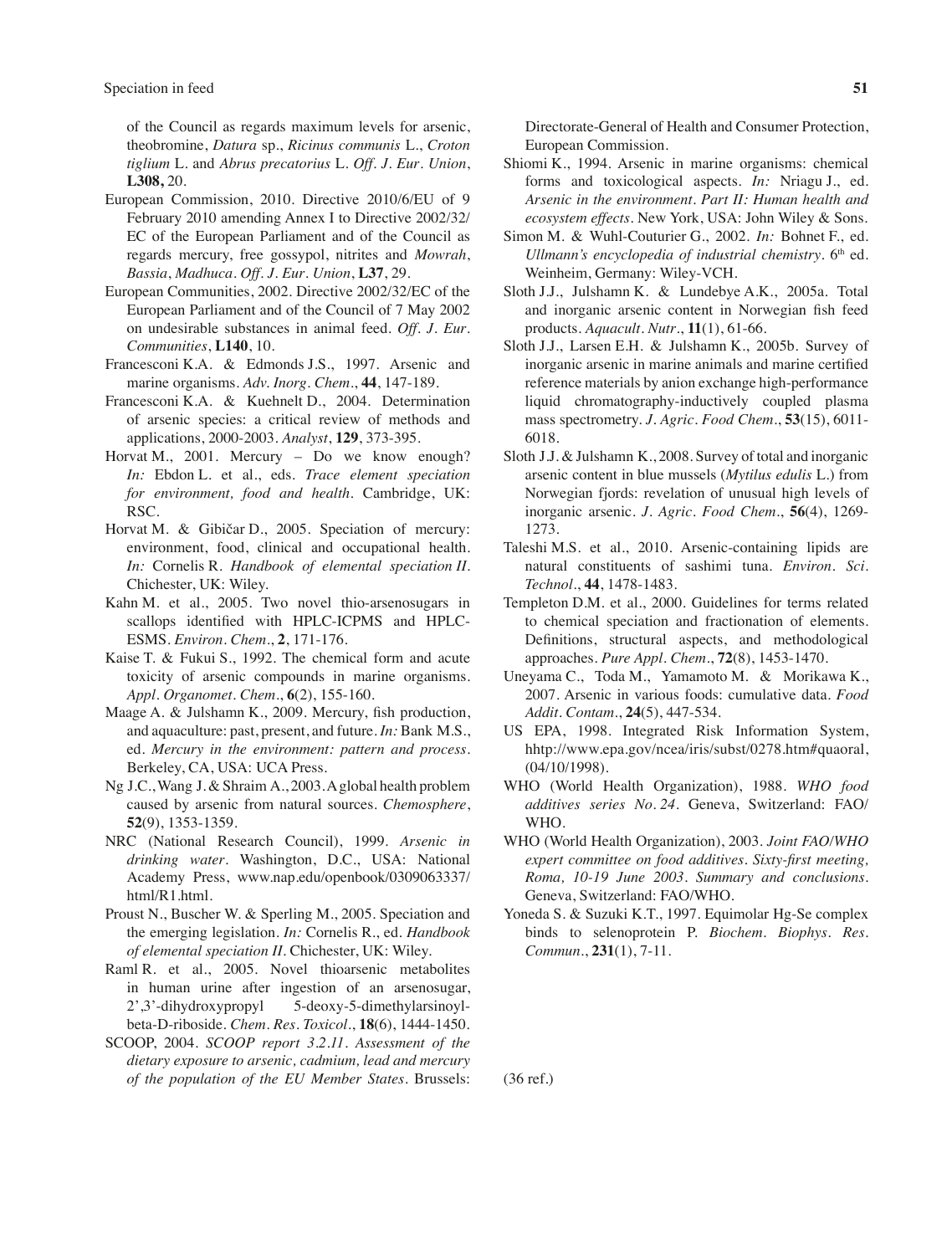of the Council as regards maximum levels for arsenic, theobromine, *Datura* sp., *Ricinus communis* L., *Croton tiglium* L. and *Abrus precatorius* L. *Off. J. Eur. Union*, **L308,** 20.

European Commission, 2010. Directive 2010/6/EU of 9 February 2010 amending Annex I to Directive 2002/32/EC of the European Parliament and of the Council as regards mercury, free gossypol, nitrites and *Mowrah*, *Bassia*, *Madhuca*. *Off. J. Eur. Union*, **L37**, 29.

European Communities, 2002. Directive 2002/32/EC of the European Parliament and of the Council of 7 May 2002 on undesirable substances in animal feed. *Off. J. Eur. Communities*, **L140**, 10.

Francesconi K.A. & Edmonds J.S., 1997. Arsenic and marine organisms. *Adv. Inorg. Chem.*, **44**, 147-189.

Francesconi K.A. & Kuehnelt D., 2004. Determination of arsenic species: a critical review of methods and applications, 2000-2003. *Analyst*, **129**, 373-395.

Horvat M., 2001. Mercury – Do we know enough? *In:* Ebdon L. et al., eds. *Trace element speciation for environment, food and health*. Cambridge, UK: RSC.

Horvat M. & Gibičar D., 2005. Speciation of mercury: environment, food, clinical and occupational health. *In:* Cornelis R. *Handbook of elemental speciation II*. Chichester, UK: Wiley.

Kahn M. et al., 2005. Two novel thio-arsenosugars in scallops identified with HPLC-ICPMS and HPLC-ESMS. *Environ. Chem.*, **2**, 171-176.

Kaise T. & Fukui S., 1992. The chemical form and acute toxicity of arsenic compounds in marine organisms. *Appl. Organomet. Chem.*, **6**(2), 155-160.

Maage A. & Julshamn K., 2009. Mercury, fish production, and aquaculture: past, present, and future. *In:* Bank M.S., ed. *Mercury in the environment: pattern and process*. Berkeley, CA, USA: UCA Press.

Ng J.C., Wang J. & Shraim A., 2003. A global health problem caused by arsenic from natural sources. *Chemosphere*, **52**(9), 1353-1359.

NRC (National Research Council), 1999. *Arsenic in drinking water*. Washington, D.C., USA: National Academy Press, www.nap.edu/openbook/0309063337/html/R1.html.

Proust N., Buscher W. & Sperling M., 2005. Speciation and the emerging legislation. *In:* Cornelis R., ed. *Handbook of elemental speciation II*. Chichester, UK: Wiley.

Raml R. et al., 2005. Novel thioarsenic metabolites in human urine after ingestion of an arsenosugar, 2',3'-dihydroxypropyl 5-deoxy-5-dimethylarsinoyl-beta-D-riboside. *Chem. Res. Toxicol.*, **18**(6), 1444-1450.

SCOOP, 2004. *SCOOP report 3.2.11. Assessment of the dietary exposure to arsenic, cadmium, lead and mercury of the population of the EU Member States*. Brussels: Directorate-General of Health and Consumer Protection, European Commission.

Shiomi K., 1994. Arsenic in marine organisms: chemical forms and toxicological aspects. *In:* Nriagu J., ed. *Arsenic in the environment. Part II: Human health and ecosystem effects*. New York, USA: John Wiley & Sons.

Simon M. & Wuhl-Couturier G., 2002. *In:* Bohnet F., ed. *Ullmann's encyclopedia of industrial chemistry*. 6th ed. Weinheim, Germany: Wiley-VCH.

Sloth J.J., Julshamn K. & Lundebye A.K., 2005a. Total and inorganic arsenic content in Norwegian fish feed products. *Aquacult. Nutr.*, **11**(1), 61-66.

Sloth J.J., Larsen E.H. & Julshamn K., 2005b. Survey of inorganic arsenic in marine animals and marine certified reference materials by anion exchange high-performance liquid chromatography-inductively coupled plasma mass spectrometry. *J. Agric. Food Chem.*, **53**(15), 6011-6018.

Sloth J.J. & Julshamn K., 2008. Survey of total and inorganic arsenic content in blue mussels (*Mytilus edulis* L.) from Norwegian fjords: revelation of unusual high levels of inorganic arsenic. *J. Agric. Food Chem.*, **56**(4), 1269-1273.

Taleshi M.S. et al., 2010. Arsenic-containing lipids are natural constituents of sashimi tuna. *Environ. Sci. Technol.*, **44**, 1478-1483.

Templeton D.M. et al., 2000. Guidelines for terms related to chemical speciation and fractionation of elements. Definitions, structural aspects, and methodological approaches. *Pure Appl. Chem.*, **72**(8), 1453-1470.

Uneyama C., Toda M., Yamamoto M. & Morikawa K., 2007. Arsenic in various foods: cumulative data. *Food Addit. Contam.*, **24**(5), 447-534.

US EPA, 1998. Integrated Risk Information System, hhtp://www.epa.gov/ncea/iris/subst/0278.htm#quaoral, (04/10/1998).

WHO (World Health Organization), 1988. *WHO food additives series No. 24*. Geneva, Switzerland: FAO/WHO.

WHO (World Health Organization), 2003. *Joint FAO/WHO expert committee on food additives. Sixty-first meeting, Roma, 10-19 June 2003. Summary and conclusions*. Geneva, Switzerland: FAO/WHO.

Yoneda S. & Suzuki K.T., 1997. Equimolar Hg-Se complex binds to selenoprotein P. *Biochem. Biophys. Res. Commun.*, **231**(1), 7-11.

(36 ref.)